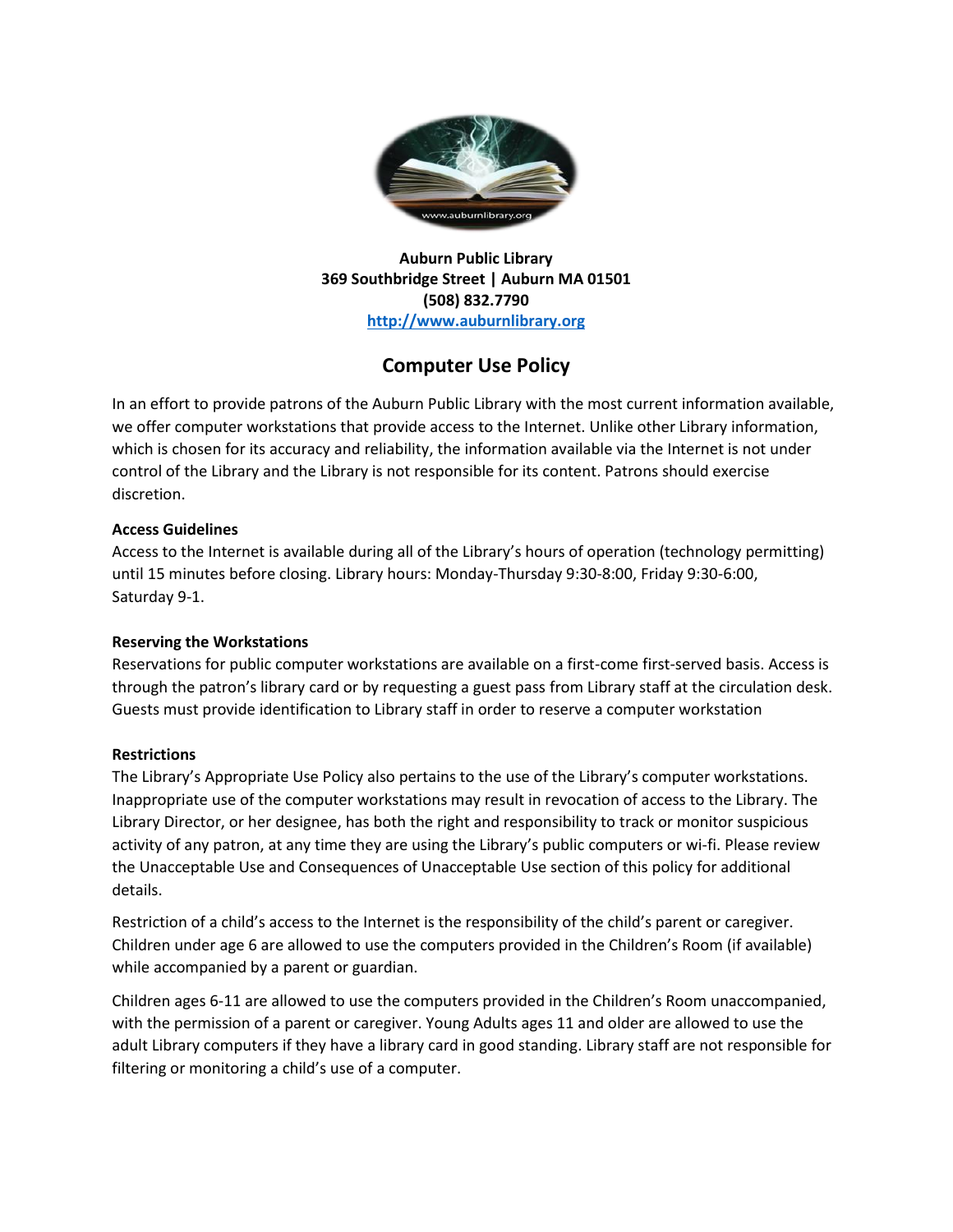**Auburn Public Library**
**369 Southbridge Street | Auburn MA 01501**
**(508) 832.7790**
**http://www.auburnlibrary.org**

# Computer Use Policy

In an effort to provide patrons of the Auburn Public Library with the most current information available, we offer computer workstations that provide access to the Internet. Unlike other Library information, which is chosen for its accuracy and reliability, the information available via the Internet is not under control of the Library and the Library is not responsible for its content. Patrons should exercise discretion.

**Access Guidelines**
Access to the Internet is available during all of the Library's hours of operation (technology permitting) until 15 minutes before closing. Library hours: Monday-Thursday 9:30-8:00, Friday 9:30-6:00, Saturday 9-1.

**Reserving the Workstations**
Reservations for public computer workstations are available on a first-come first-served basis. Access is through the patron's library card or by requesting a guest pass from Library staff at the circulation desk. Guests must provide identification to Library staff in order to reserve a computer workstation

**Restrictions**
The Library's Appropriate Use Policy also pertains to the use of the Library's computer workstations. Inappropriate use of the computer workstations may result in revocation of access to the Library. The Library Director, or her designee, has both the right and responsibility to track or monitor suspicious activity of any patron, at any time they are using the Library's public computers or wi-fi. Please review the Unacceptable Use and Consequences of Unacceptable Use section of this policy for additional details.

Restriction of a child's access to the Internet is the responsibility of the child's parent or caregiver. Children under age 6 are allowed to use the computers provided in the Children's Room (if available) while accompanied by a parent or guardian.

Children ages 6-11 are allowed to use the computers provided in the Children's Room unaccompanied, with the permission of a parent or caregiver. Young Adults ages 11 and older are allowed to use the adult Library computers if they have a library card in good standing. Library staff are not responsible for filtering or monitoring a child's use of a computer.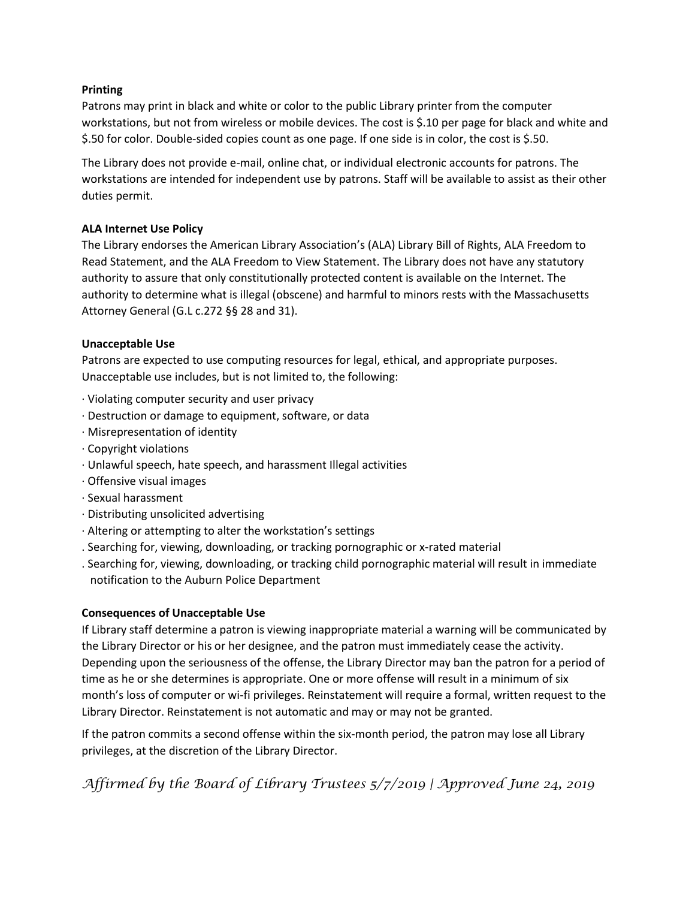**Printing**

Patrons may print in black and white or color to the public Library printer from the computer workstations, but not from wireless or mobile devices. The cost is $.10 per page for black and white and $.50 for color. Double-sided copies count as one page. If one side is in color, the cost is $.50.

The Library does not provide e-mail, online chat, or individual electronic accounts for patrons. The workstations are intended for independent use by patrons. Staff will be available to assist as their other duties permit.

**ALA Internet Use Policy**

The Library endorses the American Library Association's (ALA) Library Bill of Rights, ALA Freedom to Read Statement, and the ALA Freedom to View Statement. The Library does not have any statutory authority to assure that only constitutionally protected content is available on the Internet. The authority to determine what is illegal (obscene) and harmful to minors rests with the Massachusetts Attorney General (G.L c.272 §§ 28 and 31).

**Unacceptable Use**

Patrons are expected to use computing resources for legal, ethical, and appropriate purposes. Unacceptable use includes, but is not limited to, the following:

· Violating computer security and user privacy
· Destruction or damage to equipment, software, or data
· Misrepresentation of identity
· Copyright violations
· Unlawful speech, hate speech, and harassment Illegal activities
· Offensive visual images
· Sexual harassment
· Distributing unsolicited advertising
· Altering or attempting to alter the workstation's settings
. Searching for, viewing, downloading, or tracking pornographic or x-rated material
. Searching for, viewing, downloading, or tracking child pornographic material will result in immediate notification to the Auburn Police Department

**Consequences of Unacceptable Use**

If Library staff determine a patron is viewing inappropriate material a warning will be communicated by the Library Director or his or her designee, and the patron must immediately cease the activity. Depending upon the seriousness of the offense, the Library Director may ban the patron for a period of time as he or she determines is appropriate. One or more offense will result in a minimum of six month's loss of computer or wi-fi privileges. Reinstatement will require a formal, written request to the Library Director. Reinstatement is not automatic and may or may not be granted.

If the patron commits a second offense within the six-month period, the patron may lose all Library privileges, at the discretion of the Library Director.

*Affirmed by the Board of Library Trustees 5/7/2019 | Approved June 24, 2019*